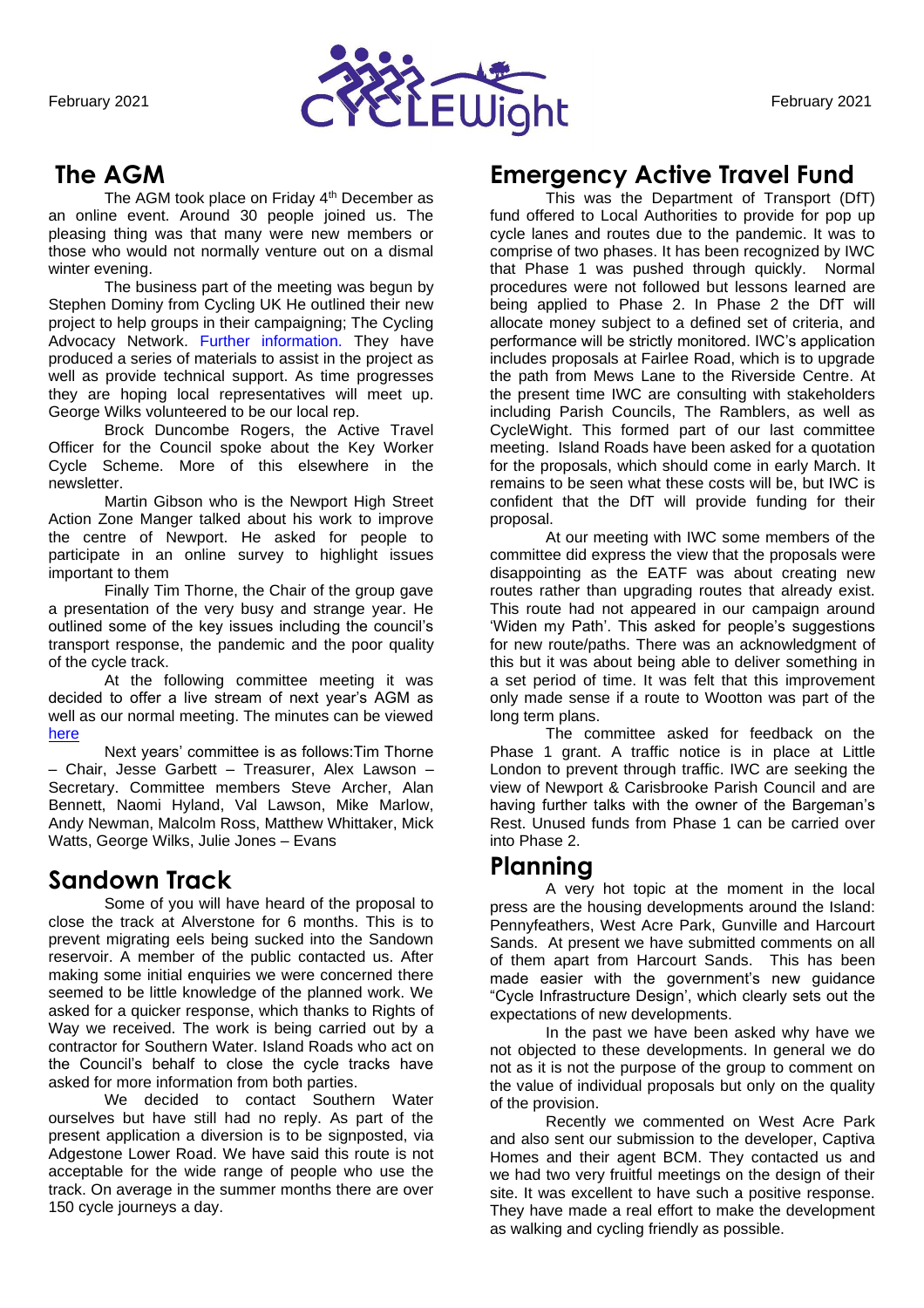## The AGM

The AGM took place on Friday 4th December as an online event. Around 30 people joined us. The pleasing thing was that many were new members or those who would not normally venture out on a dismal winter evening.

The business part of the meeting was begun by Stephen Dominy from Cycling UK He outlined their new project to help groups in their campaigning; The Cycling Advocacy Network. Further information. They have produced a series of materials to assist in the project as well as provide technical support. As time progresses they are hoping local representatives will meet up. George Wilks volunteered to be our local rep.

Brock Duncombe Rogers, the Active Travel Officer for the Council spoke about the Key Worker Cycle Scheme. More of this elsewhere in the newsletter.

Martin Gibson who is the Newport High Street Action Zone Manger talked about his work to improve the centre of Newport. He asked for people to participate in an online survey to highlight issues important to them

Finally Tim Thorne, the Chair of the group gave a presentation of the very busy and strange year. He outlined some of the key issues including the council's transport response, the pandemic and the poor quality of the cycle track.

At the following committee meeting it was decided to offer a live stream of next year's AGM as well as our normal meeting. The minutes can be viewed here

Next years' committee is as follows:Tim Thorne – Chair, Jesse Garbett – Treasurer, Alex Lawson – Secretary. Committee members Steve Archer, Alan Bennett, Naomi Hyland, Val Lawson, Mike Marlow, Andy Newman, Malcolm Ross, Matthew Whittaker, Mick Watts, George Wilks, Julie Jones – Evans

## Sandown Track

Some of you will have heard of the proposal to close the track at Alverstone for 6 months. This is to prevent migrating eels being sucked into the Sandown reservoir. A member of the public contacted us. After making some initial enquiries we were concerned there seemed to be little knowledge of the planned work. We asked for a quicker response, which thanks to Rights of Way we received. The work is being carried out by a contractor for Southern Water. Island Roads who act on the Council's behalf to close the cycle tracks have asked for more information from both parties.

We decided to contact Southern Water ourselves but have still had no reply. As part of the present application a diversion is to be signposted, via Adgestone Lower Road. We have said this route is not acceptable for the wide range of people who use the track. On average in the summer months there are over 150 cycle journeys a day.

## Emergency Active Travel Fund

This was the Department of Transport (DfT) fund offered to Local Authorities to provide for pop up cycle lanes and routes due to the pandemic. It was to comprise of two phases. It has been recognized by IWC that Phase 1 was pushed through quickly. Normal procedures were not followed but lessons learned are being applied to Phase 2. In Phase 2 the DfT will allocate money subject to a defined set of criteria, and performance will be strictly monitored. IWC's application includes proposals at Fairlee Road, which is to upgrade the path from Mews Lane to the Riverside Centre. At the present time IWC are consulting with stakeholders including Parish Councils, The Ramblers, as well as CycleWight. This formed part of our last committee meeting. Island Roads have been asked for a quotation for the proposals, which should come in early March. It remains to be seen what these costs will be, but IWC is confident that the DfT will provide funding for their proposal.

At our meeting with IWC some members of the committee did express the view that the proposals were disappointing as the EATF was about creating new routes rather than upgrading routes that already exist. This route had not appeared in our campaign around 'Widen my Path'. This asked for people's suggestions for new route/paths. There was an acknowledgment of this but it was about being able to deliver something in a set period of time. It was felt that this improvement only made sense if a route to Wootton was part of the long term plans.

The committee asked for feedback on the Phase 1 grant. A traffic notice is in place at Little London to prevent through traffic. IWC are seeking the view of Newport & Carisbrooke Parish Council and are having further talks with the owner of the Bargeman's Rest. Unused funds from Phase 1 can be carried over into Phase 2.

## Planning

A very hot topic at the moment in the local press are the housing developments around the Island: Pennyfeathers, West Acre Park, Gunville and Harcourt Sands. At present we have submitted comments on all of them apart from Harcourt Sands. This has been made easier with the government's new guidance "Cycle Infrastructure Design', which clearly sets out the expectations of new developments.

In the past we have been asked why have we not objected to these developments. In general we do not as it is not the purpose of the group to comment on the value of individual proposals but only on the quality of the provision.

Recently we commented on West Acre Park and also sent our submission to the developer, Captiva Homes and their agent BCM. They contacted us and we had two very fruitful meetings on the design of their site. It was excellent to have such a positive response. They have made a real effort to make the development as walking and cycling friendly as possible.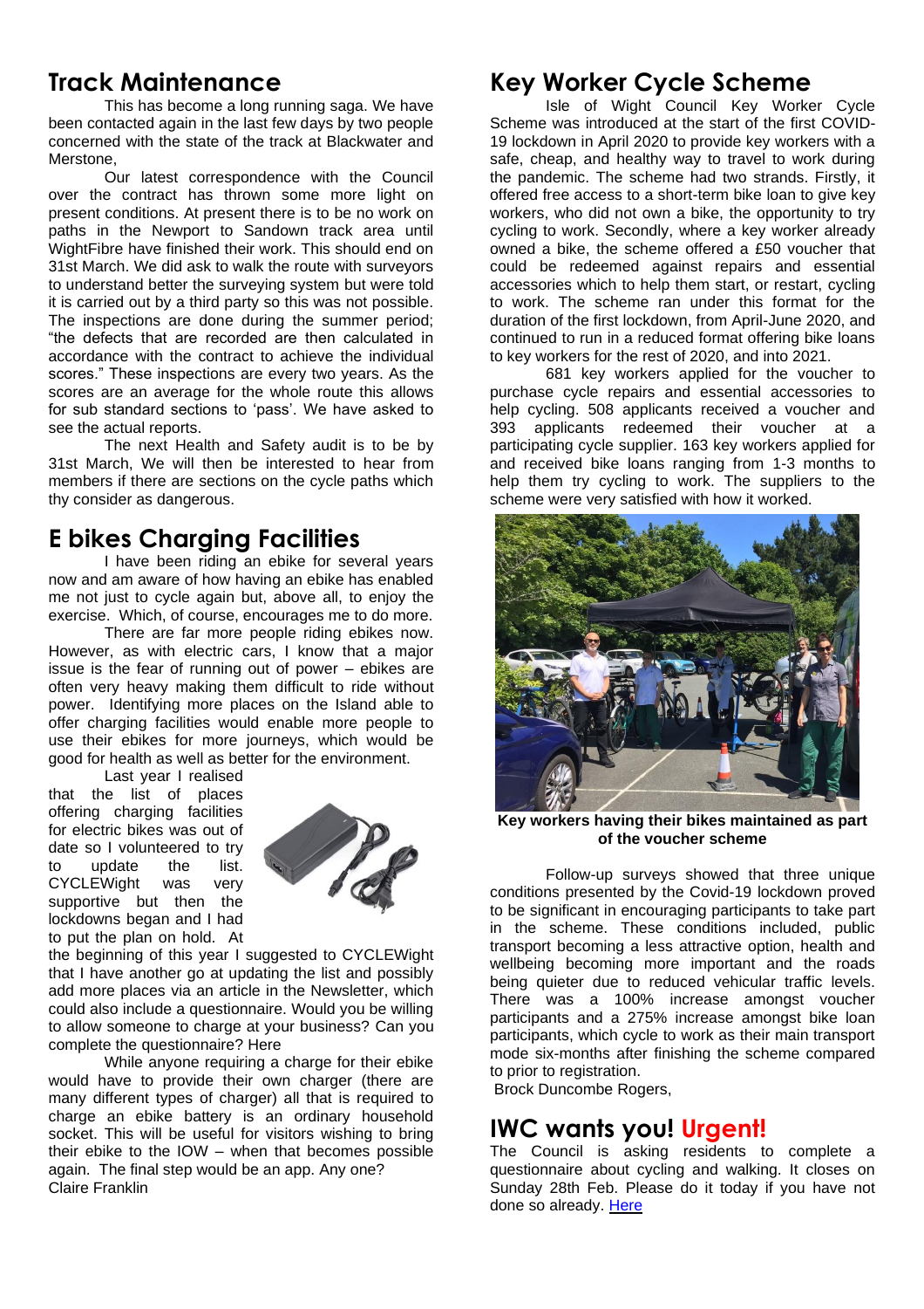## Track Maintenance

This has become a long running saga. We have been contacted again in the last few days by two people concerned with the state of the track at Blackwater and Merstone,

Our latest correspondence with the Council over the contract has thrown some more light on present conditions. At present there is to be no work on paths in the Newport to Sandown track area until WightFibre have finished their work. This should end on 31st March. We did ask to walk the route with surveyors to understand better the surveying system but were told it is carried out by a third party so this was not possible. The inspections are done during the summer period; "the defects that are recorded are then calculated in accordance with the contract to achieve the individual scores." These inspections are every two years. As the scores are an average for the whole route this allows for sub standard sections to 'pass'. We have asked to see the actual reports.

The next Health and Safety audit is to be by 31st March, We will then be interested to hear from members if there are sections on the cycle paths which thy consider as dangerous.

## E bikes Charging Facilities

I have been riding an ebike for several years now and am aware of how having an ebike has enabled me not just to cycle again but, above all, to enjoy the exercise. Which, of course, encourages me to do more.

There are far more people riding ebikes now. However, as with electric cars, I know that a major issue is the fear of running out of power – ebikes are often very heavy making them difficult to ride without power. Identifying more places on the Island able to offer charging facilities would enable more people to use their ebikes for more journeys, which would be good for health as well as better for the environment.

Last year I realised that the list of places offering charging facilities for electric bikes was out of date so I volunteered to try to update the list. CYCLEWight was very supportive but then the lockdowns began and I had to put the plan on hold. At the beginning of this year I suggested to CYCLEWight that I have another go at updating the list and possibly add more places via an article in the Newsletter, which could also include a questionnaire. Would you be willing to allow someone to charge at your business? Can you complete the questionnaire? Here

While anyone requiring a charge for their ebike would have to provide their own charger (there are many different types of charger) all that is required to charge an ebike battery is an ordinary household socket. This will be useful for visitors wishing to bring their ebike to the IOW – when that becomes possible again. The final step would be an app. Any one?
Claire Franklin

## Key Worker Cycle Scheme

Isle of Wight Council Key Worker Cycle Scheme was introduced at the start of the first COVID-19 lockdown in April 2020 to provide key workers with a safe, cheap, and healthy way to travel to work during the pandemic. The scheme had two strands. Firstly, it offered free access to a short-term bike loan to give key workers, who did not own a bike, the opportunity to try cycling to work. Secondly, where a key worker already owned a bike, the scheme offered a £50 voucher that could be redeemed against repairs and essential accessories which to help them start, or restart, cycling to work. The scheme ran under this format for the duration of the first lockdown, from April-June 2020, and continued to run in a reduced format offering bike loans to key workers for the rest of 2020, and into 2021.

681 key workers applied for the voucher to purchase cycle repairs and essential accessories to help cycling. 508 applicants received a voucher and 393 applicants redeemed their voucher at a participating cycle supplier. 163 key workers applied for and received bike loans ranging from 1-3 months to help them try cycling to work. The suppliers to the scheme were very satisfied with how it worked.

**Key workers having their bikes maintained as part of the voucher scheme**

Follow-up surveys showed that three unique conditions presented by the Covid-19 lockdown proved to be significant in encouraging participants to take part in the scheme. These conditions included, public transport becoming a less attractive option, health and wellbeing becoming more important and the roads being quieter due to reduced vehicular traffic levels. There was a 100% increase amongst voucher participants and a 275% increase amongst bike loan participants, which cycle to work as their main transport mode six-months after finishing the scheme compared to prior to registration.
Brock Duncombe Rogers,

## IWC wants you! Urgent!

The Council is asking residents to complete a questionnaire about cycling and walking. It closes on Sunday 28th Feb. Please do it today if you have not done so already. Here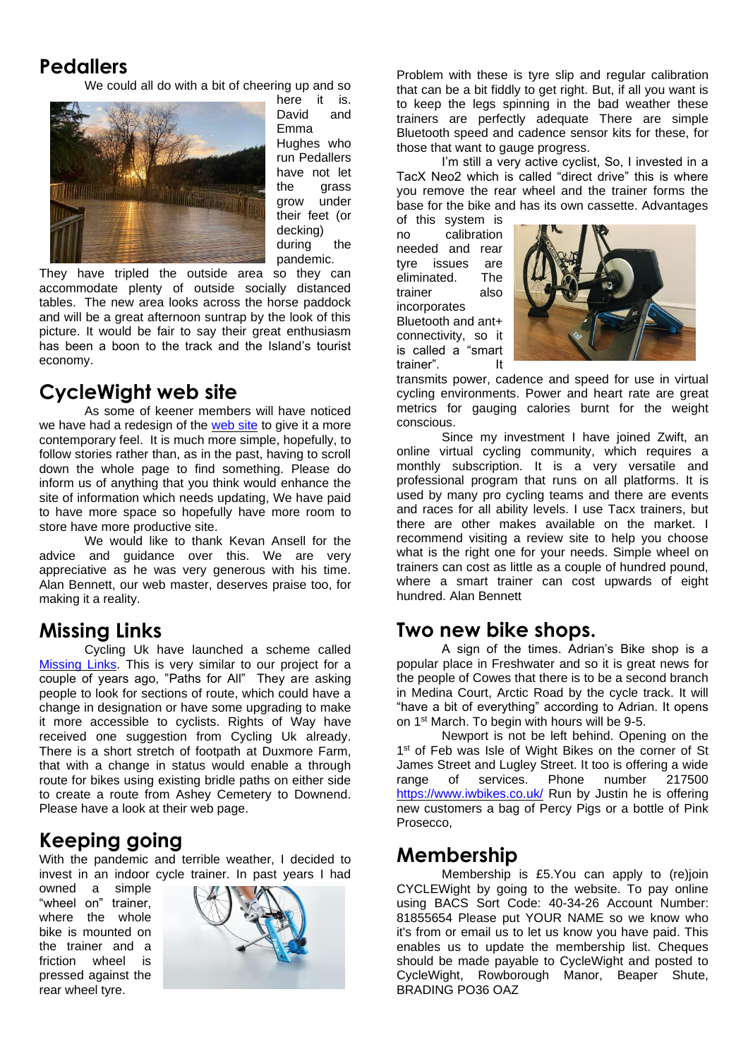## Pedallers

We could all do with a bit of cheering up and so here it is. David and Emma Hughes who run Pedallers have not let the grass grow under their feet (or decking) during the pandemic. They have tripled the outside area so they can accommodate plenty of outside socially distanced tables. The new area looks across the horse paddock and will be a great afternoon suntrap by the look of this picture. It would be fair to say their great enthusiasm has been a boon to the track and the Island's tourist economy.

## CycleWight web site

As some of keener members will have noticed we have had a redesign of the web site to give it a more contemporary feel. It is much more simple, hopefully, to follow stories rather than, as in the past, having to scroll down the whole page to find something. Please do inform us of anything that you think would enhance the site of information which needs updating, We have paid to have more space so hopefully have more room to store have more productive site.

We would like to thank Kevan Ansell for the advice and guidance over this. We are very appreciative as he was very generous with his time. Alan Bennett, our web master, deserves praise too, for making it a reality.

## Missing Links

Cycling Uk have launched a scheme called Missing Links. This is very similar to our project for a couple of years ago, "Paths for All" They are asking people to look for sections of route, which could have a change in designation or have some upgrading to make it more accessible to cyclists. Rights of Way have received one suggestion from Cycling Uk already. There is a short stretch of footpath at Duxmore Farm, that with a change in status would enable a through route for bikes using existing bridle paths on either side to create a route from Ashey Cemetery to Downend. Please have a look at their web page.

## Keeping going

With the pandemic and terrible weather, I decided to invest in an indoor cycle trainer. In past years I had owned a simple "wheel on" trainer, where the whole bike is mounted on the trainer and a friction wheel is pressed against the rear wheel tyre. Problem with these is tyre slip and regular calibration that can be a bit fiddly to get right. But, if all you want is to keep the legs spinning in the bad weather these trainers are perfectly adequate There are simple Bluetooth speed and cadence sensor kits for these, for those that want to gauge progress.

I'm still a very active cyclist, So, I invested in a TacX Neo2 which is called "direct drive" this is where you remove the rear wheel and the trainer forms the base for the bike and has its own cassette. Advantages of this system is no calibration needed and rear tyre issues are eliminated. The trainer also incorporates Bluetooth and ant+ connectivity, so it is called a "smart trainer". It transmits power, cadence and speed for use in virtual cycling environments. Power and heart rate are great metrics for gauging calories burnt for the weight conscious.

Since my investment I have joined Zwift, an online virtual cycling community, which requires a monthly subscription. It is a very versatile and professional program that runs on all platforms. It is used by many pro cycling teams and there are events and races for all ability levels. I use Tacx trainers, but there are other makes available on the market. I recommend visiting a review site to help you choose what is the right one for your needs. Simple wheel on trainers can cost as little as a couple of hundred pound, where a smart trainer can cost upwards of eight hundred. Alan Bennett

## Two new bike shops.

A sign of the times. Adrian's Bike shop is a popular place in Freshwater and so it is great news for the people of Cowes that there is to be a second branch in Medina Court, Arctic Road by the cycle track. It will "have a bit of everything" according to Adrian. It opens on 1st March. To begin with hours will be 9-5.

Newport is not be left behind. Opening on the 1st of Feb was Isle of Wight Bikes on the corner of St James Street and Lugley Street. It too is offering a wide range of services. Phone number 217500 https://www.iwbikes.co.uk/ Run by Justin he is offering new customers a bag of Percy Pigs or a bottle of Pink Prosecco,

## Membership

Membership is £5.You can apply to (re)join CYCLEWight by going to the website. To pay online using BACS Sort Code: 40-34-26 Account Number: 81855654 Please put YOUR NAME so we know who it's from or email us to let us know you have paid. This enables us to update the membership list. Cheques should be made payable to CycleWight and posted to CycleWight, Rowborough Manor, Beaper Shute, BRADING PO36 OAZ